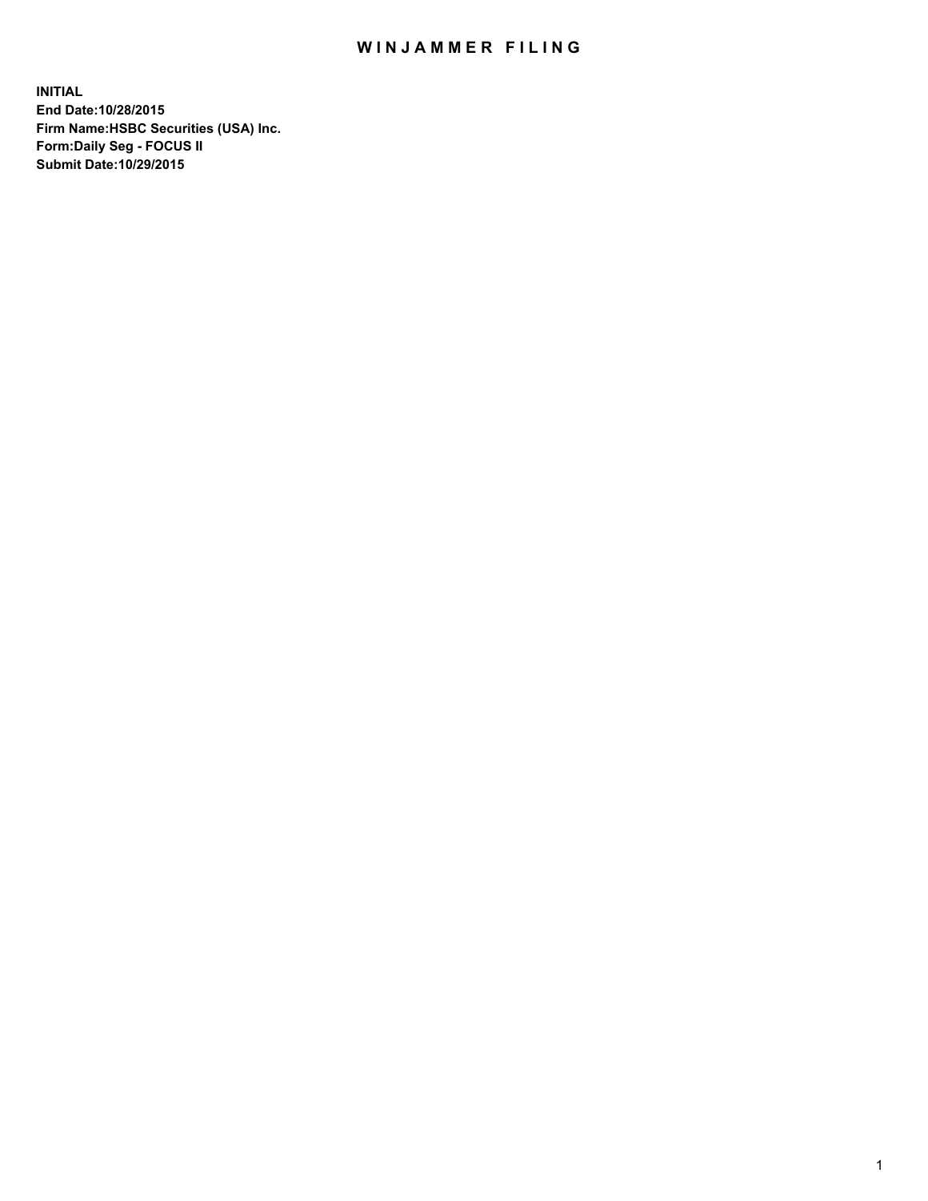# WINJAMMER FILING

**INITIAL**
**End Date:10/28/2015**
**Firm Name:HSBC Securities (USA) Inc.**
**Form:Daily Seg - FOCUS II**
**Submit Date:10/29/2015**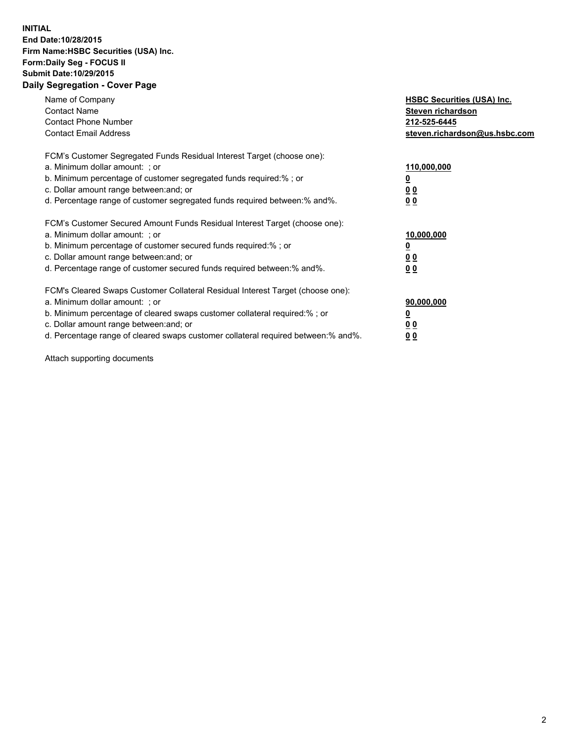**INITIAL**
**End Date:10/28/2015**
**Firm Name:HSBC Securities (USA) Inc.**
**Form:Daily Seg - FOCUS II**
**Submit Date:10/29/2015**

## Daily Segregation - Cover Page

| | |
|---|---|
| Name of Company | **HSBC Securities (USA) Inc.** |
| Contact Name | **Steven richardson** |
| Contact Phone Number | **212-525-6445** |
| Contact Email Address | **steven.richardson@us.hsbc.com** |

FCM's Customer Segregated Funds Residual Interest Target (choose one):

| | |
|---|---|
| a. Minimum dollar amount: ; or | **110,000,000** |
| b. Minimum percentage of customer segregated funds required:% ; or | **0** |
| c. Dollar amount range between:and; or | **0 0** |
| d. Percentage range of customer segregated funds required between:% and%. | **0 0** |

FCM's Customer Secured Amount Funds Residual Interest Target (choose one):

| | |
|---|---|
| a. Minimum dollar amount: ; or | **10,000,000** |
| b. Minimum percentage of customer secured funds required:% ; or | **0** |
| c. Dollar amount range between:and; or | **0 0** |
| d. Percentage range of customer secured funds required between:% and%. | **0 0** |

FCM's Cleared Swaps Customer Collateral Residual Interest Target (choose one):

| | |
|---|---|
| a. Minimum dollar amount: ; or | **90,000,000** |
| b. Minimum percentage of cleared swaps customer collateral required:% ; or | **0** |
| c. Dollar amount range between:and; or | **0 0** |
| d. Percentage range of cleared swaps customer collateral required between:% and%. | **0 0** |

Attach supporting documents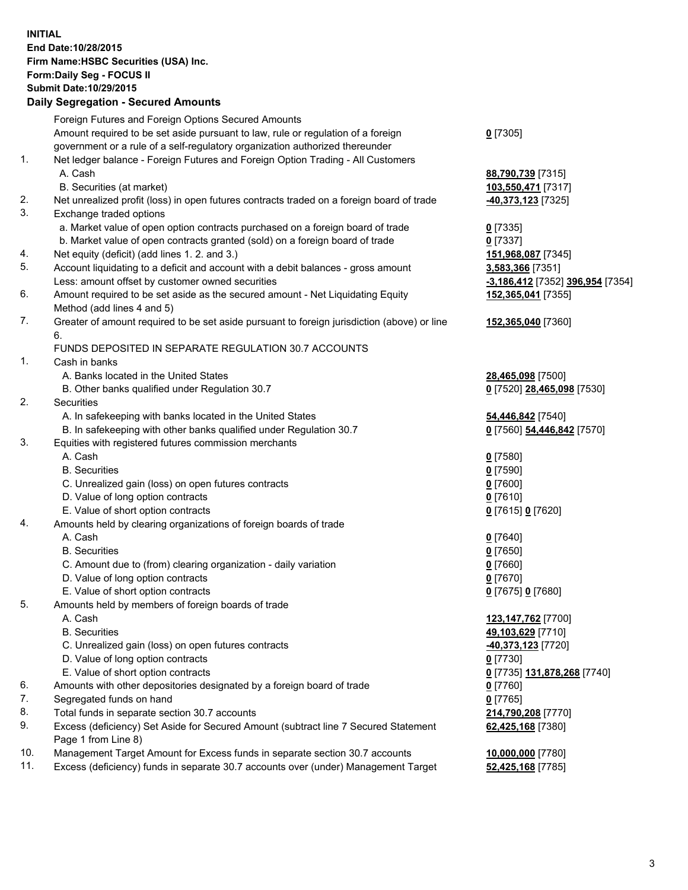**INITIAL**
**End Date:10/28/2015**
**Firm Name:HSBC Securities (USA) Inc.**
**Form:Daily Seg - FOCUS II**
**Submit Date:10/29/2015**

## Daily Segregation - Secured Amounts

| | | |
|---|---|---|
| | Foreign Futures and Foreign Options Secured Amounts | |
| | Amount required to be set aside pursuant to law, rule or regulation of a foreign government or a rule of a self-regulatory organization authorized thereunder | **0** [7305] |
| 1. | Net ledger balance - Foreign Futures and Foreign Option Trading - All Customers | |
| | A. Cash | **88,790,739** [7315] |
| | B. Securities (at market) | **103,550,471** [7317] |
| 2. | Net unrealized profit (loss) in open futures contracts traded on a foreign board of trade | **-40,373,123** [7325] |
| 3. | Exchange traded options | |
| | a. Market value of open option contracts purchased on a foreign board of trade | **0** [7335] |
| | b. Market value of open contracts granted (sold) on a foreign board of trade | **0** [7337] |
| 4. | Net equity (deficit) (add lines 1. 2. and 3.) | **151,968,087** [7345] |
| 5. | Account liquidating to a deficit and account with a debit balances - gross amount | **3,583,366** [7351] |
| | Less: amount offset by customer owned securities | **-3,186,412** [7352] **396,954** [7354] |
| 6. | Amount required to be set aside as the secured amount - Net Liquidating Equity Method (add lines 4 and 5) | **152,365,041** [7355] |
| 7. | Greater of amount required to be set aside pursuant to foreign jurisdiction (above) or line 6. | **152,365,040** [7360] |
| | FUNDS DEPOSITED IN SEPARATE REGULATION 30.7 ACCOUNTS | |
| 1. | Cash in banks | |
| | A. Banks located in the United States | **28,465,098** [7500] |
| | B. Other banks qualified under Regulation 30.7 | **0** [7520] **28,465,098** [7530] |
| 2. | Securities | |
| | A. In safekeeping with banks located in the United States | **54,446,842** [7540] |
| | B. In safekeeping with other banks qualified under Regulation 30.7 | **0** [7560] **54,446,842** [7570] |
| 3. | Equities with registered futures commission merchants | |
| | A. Cash | **0** [7580] |
| | B. Securities | **0** [7590] |
| | C. Unrealized gain (loss) on open futures contracts | **0** [7600] |
| | D. Value of long option contracts | **0** [7610] |
| | E. Value of short option contracts | **0** [7615] **0** [7620] |
| 4. | Amounts held by clearing organizations of foreign boards of trade | |
| | A. Cash | **0** [7640] |
| | B. Securities | **0** [7650] |
| | C. Amount due to (from) clearing organization - daily variation | **0** [7660] |
| | D. Value of long option contracts | **0** [7670] |
| | E. Value of short option contracts | **0** [7675] **0** [7680] |
| 5. | Amounts held by members of foreign boards of trade | |
| | A. Cash | **123,147,762** [7700] |
| | B. Securities | **49,103,629** [7710] |
| | C. Unrealized gain (loss) on open futures contracts | **-40,373,123** [7720] |
| | D. Value of long option contracts | **0** [7730] |
| | E. Value of short option contracts | **0** [7735] **131,878,268** [7740] |
| 6. | Amounts with other depositories designated by a foreign board of trade | **0** [7760] |
| 7. | Segregated funds on hand | **0** [7765] |
| 8. | Total funds in separate section 30.7 accounts | **214,790,208** [7770] |
| 9. | Excess (deficiency) Set Aside for Secured Amount (subtract line 7 Secured Statement Page 1 from Line 8) | **62,425,168** [7380] |
| 10. | Management Target Amount for Excess funds in separate section 30.7 accounts | **10,000,000** [7780] |
| 11. | Excess (deficiency) funds in separate 30.7 accounts over (under) Management Target | **52,425,168** [7785] |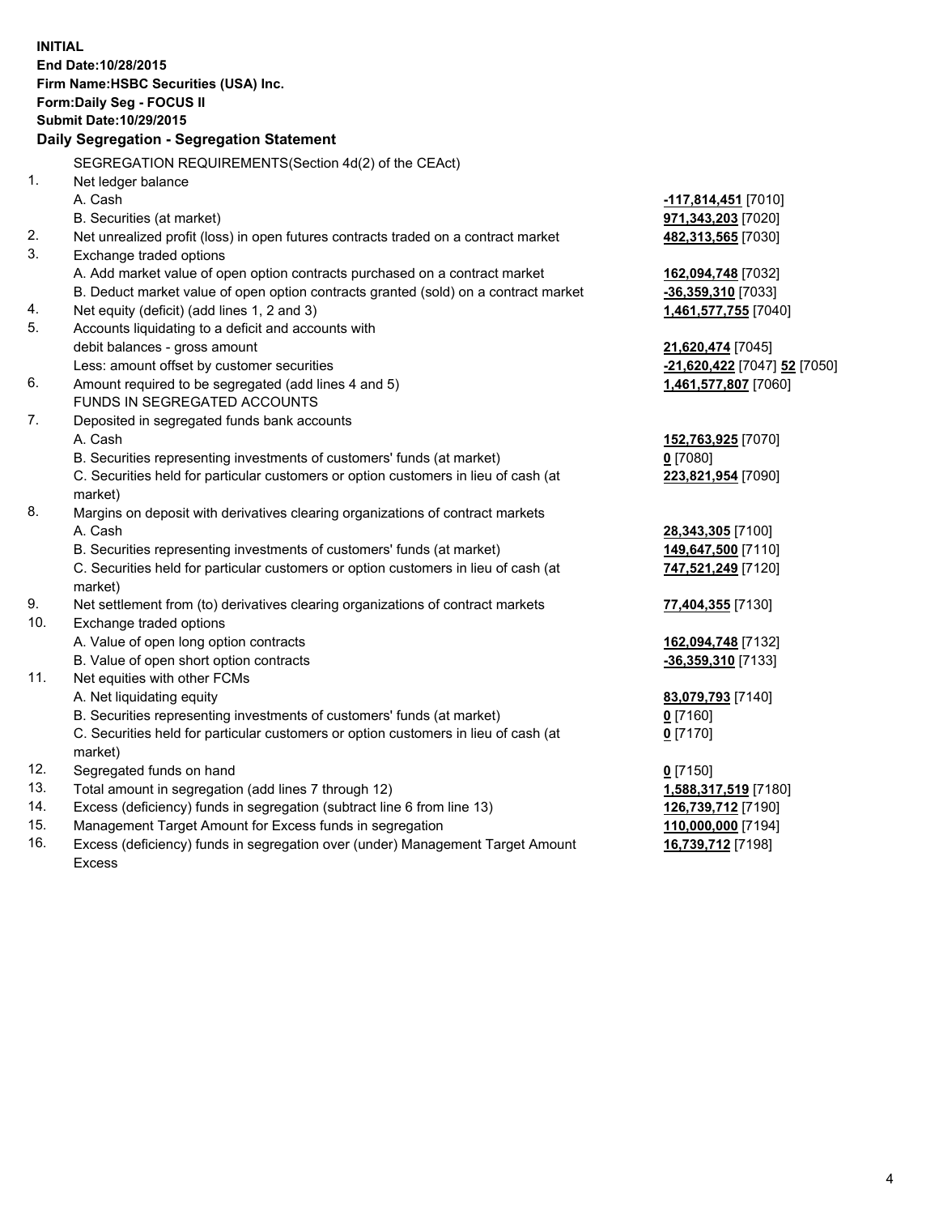**INITIAL**
**End Date:10/28/2015**
**Firm Name:HSBC Securities (USA) Inc.**
**Form:Daily Seg - FOCUS II**
**Submit Date:10/29/2015**

## Daily Segregation - Segregation Statement

| | | |
|---|---|---|
| | SEGREGATION REQUIREMENTS(Section 4d(2) of the CEAct) | |
| 1. | Net ledger balance | |
| | A. Cash | **-117,814,451** [7010] |
| | B. Securities (at market) | **971,343,203** [7020] |
| 2. | Net unrealized profit (loss) in open futures contracts traded on a contract market | **482,313,565** [7030] |
| 3. | Exchange traded options | |
| | A. Add market value of open option contracts purchased on a contract market | **162,094,748** [7032] |
| | B. Deduct market value of open option contracts granted (sold) on a contract market | **-36,359,310** [7033] |
| 4. | Net equity (deficit) (add lines 1, 2 and 3) | **1,461,577,755** [7040] |
| 5. | Accounts liquidating to a deficit and accounts with debit balances - gross amount | **21,620,474** [7045] |
| | Less: amount offset by customer securities | **-21,620,422** [7047] **52** [7050] |
| 6. | Amount required to be segregated (add lines 4 and 5) | **1,461,577,807** [7060] |
| | FUNDS IN SEGREGATED ACCOUNTS | |
| 7. | Deposited in segregated funds bank accounts | |
| | A. Cash | **152,763,925** [7070] |
| | B. Securities representing investments of customers' funds (at market) | **0** [7080] |
| | C. Securities held for particular customers or option customers in lieu of cash (at market) | **223,821,954** [7090] |
| 8. | Margins on deposit with derivatives clearing organizations of contract markets | |
| | A. Cash | **28,343,305** [7100] |
| | B. Securities representing investments of customers' funds (at market) | **149,647,500** [7110] |
| | C. Securities held for particular customers or option customers in lieu of cash (at market) | **747,521,249** [7120] |
| 9. | Net settlement from (to) derivatives clearing organizations of contract markets | **77,404,355** [7130] |
| 10. | Exchange traded options | |
| | A. Value of open long option contracts | **162,094,748** [7132] |
| | B. Value of open short option contracts | **-36,359,310** [7133] |
| 11. | Net equities with other FCMs | |
| | A. Net liquidating equity | **83,079,793** [7140] |
| | B. Securities representing investments of customers' funds (at market) | **0** [7160] |
| | C. Securities held for particular customers or option customers in lieu of cash (at market) | **0** [7170] |
| 12. | Segregated funds on hand | **0** [7150] |
| 13. | Total amount in segregation (add lines 7 through 12) | **1,588,317,519** [7180] |
| 14. | Excess (deficiency) funds in segregation (subtract line 6 from line 13) | **126,739,712** [7190] |
| 15. | Management Target Amount for Excess funds in segregation | **110,000,000** [7194] |
| 16. | Excess (deficiency) funds in segregation over (under) Management Target Amount Excess | **16,739,712** [7198] |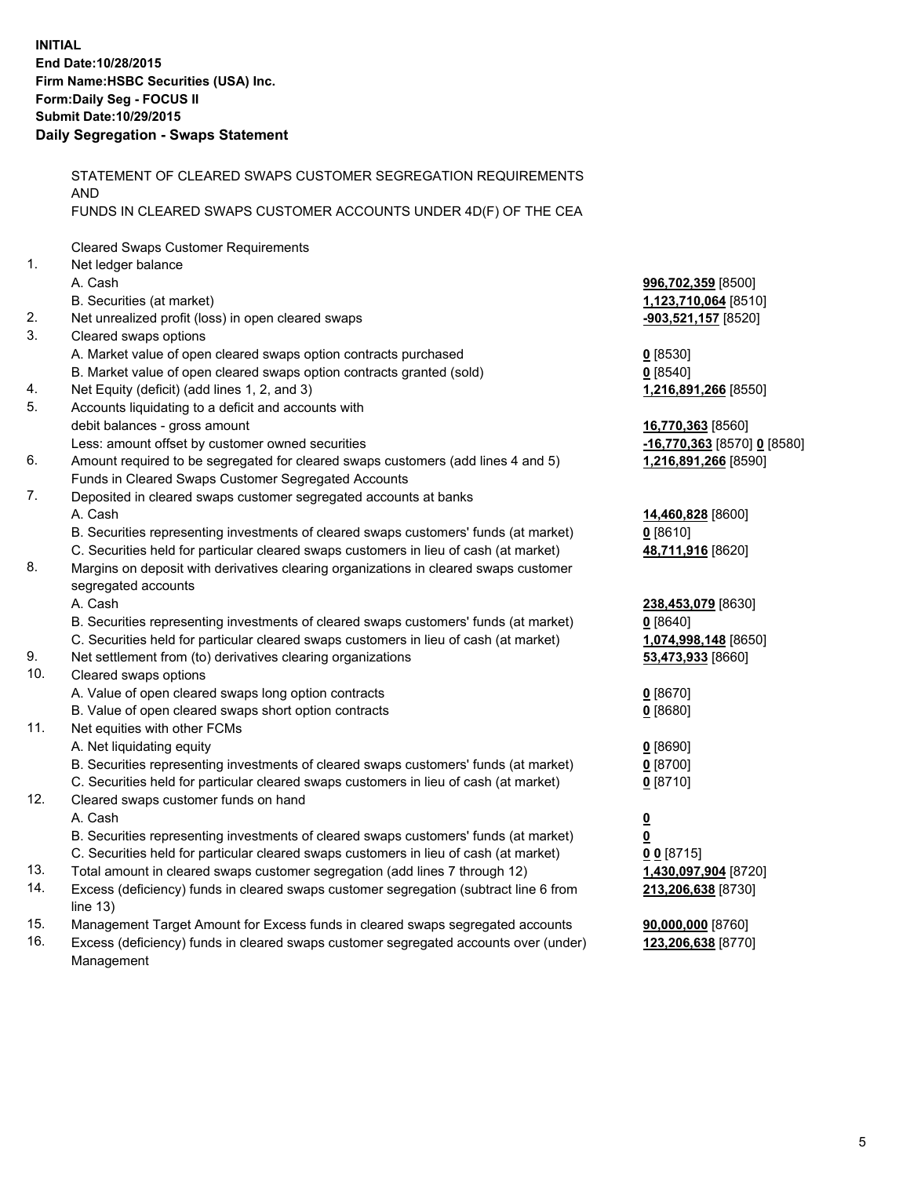**INITIAL**
**End Date:10/28/2015**
**Firm Name:HSBC Securities (USA) Inc.**
**Form:Daily Seg - FOCUS II**
**Submit Date:10/29/2015**
**Daily Segregation - Swaps Statement**

STATEMENT OF CLEARED SWAPS CUSTOMER SEGREGATION REQUIREMENTS AND FUNDS IN CLEARED SWAPS CUSTOMER ACCOUNTS UNDER 4D(F) OF THE CEA

| | | |
|---|---|---|
| | Cleared Swaps Customer Requirements | |
| 1. | Net ledger balance | |
| | A. Cash | **996,702,359** [8500] |
| | B. Securities (at market) | **1,123,710,064** [8510] |
| 2. | Net unrealized profit (loss) in open cleared swaps | **-903,521,157** [8520] |
| 3. | Cleared swaps options | |
| | A. Market value of open cleared swaps option contracts purchased | **0** [8530] |
| | B. Market value of open cleared swaps option contracts granted (sold) | **0** [8540] |
| 4. | Net Equity (deficit) (add lines 1, 2, and 3) | **1,216,891,266** [8550] |
| 5. | Accounts liquidating to a deficit and accounts with debit balances - gross amount | **16,770,363** [8560] |
| | Less: amount offset by customer owned securities | **-16,770,363** [8570] **0** [8580] |
| 6. | Amount required to be segregated for cleared swaps customers (add lines 4 and 5) | **1,216,891,266** [8590] |
| | Funds in Cleared Swaps Customer Segregated Accounts | |
| 7. | Deposited in cleared swaps customer segregated accounts at banks | |
| | A. Cash | **14,460,828** [8600] |
| | B. Securities representing investments of cleared swaps customers' funds (at market) | **0** [8610] |
| | C. Securities held for particular cleared swaps customers in lieu of cash (at market) | **48,711,916** [8620] |
| 8. | Margins on deposit with derivatives clearing organizations in cleared swaps customer segregated accounts | |
| | A. Cash | **238,453,079** [8630] |
| | B. Securities representing investments of cleared swaps customers' funds (at market) | **0** [8640] |
| | C. Securities held for particular cleared swaps customers in lieu of cash (at market) | **1,074,998,148** [8650] |
| 9. | Net settlement from (to) derivatives clearing organizations | **53,473,933** [8660] |
| 10. | Cleared swaps options | |
| | A. Value of open cleared swaps long option contracts | **0** [8670] |
| | B. Value of open cleared swaps short option contracts | **0** [8680] |
| 11. | Net equities with other FCMs | |
| | A. Net liquidating equity | **0** [8690] |
| | B. Securities representing investments of cleared swaps customers' funds (at market) | **0** [8700] |
| | C. Securities held for particular cleared swaps customers in lieu of cash (at market) | **0** [8710] |
| 12. | Cleared swaps customer funds on hand | |
| | A. Cash | **0** |
| | B. Securities representing investments of cleared swaps customers' funds (at market) | **0** |
| | C. Securities held for particular cleared swaps customers in lieu of cash (at market) | **0** **0** [8715] |
| 13. | Total amount in cleared swaps customer segregation (add lines 7 through 12) | **1,430,097,904** [8720] |
| 14. | Excess (deficiency) funds in cleared swaps customer segregation (subtract line 6 from line 13) | **213,206,638** [8730] |
| 15. | Management Target Amount for Excess funds in cleared swaps segregated accounts | **90,000,000** [8760] |
| 16. | Excess (deficiency) funds in cleared swaps customer segregated accounts over (under) Management | **123,206,638** [8770] |